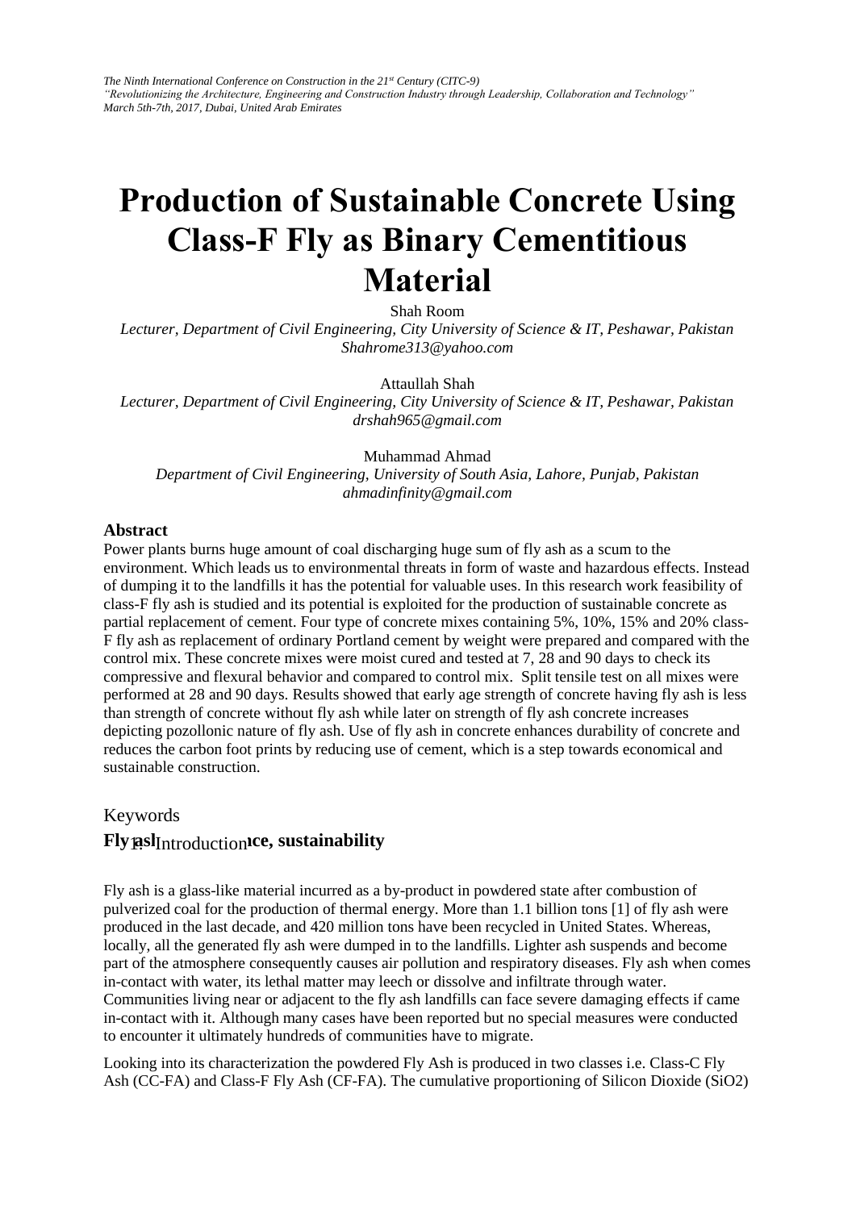# Production of Sustainable Concrete Using Class-F Fly as Binary Cementitious Material

Shah Room

*Lecturer, Department of Civil Engineering, City University of Science & IT, Peshawar, Pakistan*
*Shahrome313@yahoo.com*

Attaullah Shah

*Lecturer, Department of Civil Engineering, City University of Science & IT, Peshawar, Pakistan*
*drshah965@gmail.com*

Muhammad Ahmad

*Department of Civil Engineering, University of South Asia, Lahore, Punjab, Pakistan*
*ahmadinfinity@gmail.com*

## Abstract

Power plants burns huge amount of coal discharging huge sum of fly ash as a scum to the environment. Which leads us to environmental threats in form of waste and hazardous effects. Instead of dumping it to the landfills it has the potential for valuable uses. In this research work feasibility of class-F fly ash is studied and its potential is exploited for the production of sustainable concrete as partial replacement of cement. Four type of concrete mixes containing 5%, 10%, 15% and 20% class-F fly ash as replacement of ordinary Portland cement by weight were prepared and compared with the control mix. These concrete mixes were moist cured and tested at 7, 28 and 90 days to check its compressive and flexural behavior and compared to control mix. Split tensile test on all mixes were performed at 28 and 90 days. Results showed that early age strength of concrete having fly ash is less than strength of concrete without fly ash while later on strength of fly ash concrete increases depicting pozollonic nature of fly ash. Use of fly ash in concrete enhances durability of concrete and reduces the carbon foot prints by reducing use of cement, which is a step towards economical and sustainable construction.

## Keywords

**Fly ash, ...ce, sustainability**

## 1. Introduction

Fly ash is a glass-like material incurred as a by-product in powdered state after combustion of pulverized coal for the production of thermal energy. More than 1.1 billion tons [1] of fly ash were produced in the last decade, and 420 million tons have been recycled in United States. Whereas, locally, all the generated fly ash were dumped in to the landfills. Lighter ash suspends and become part of the atmosphere consequently causes air pollution and respiratory diseases. Fly ash when comes in-contact with water, its lethal matter may leech or dissolve and infiltrate through water. Communities living near or adjacent to the fly ash landfills can face severe damaging effects if came in-contact with it. Although many cases have been reported but no special measures were conducted to encounter it ultimately hundreds of communities have to migrate.

Looking into its characterization the powdered Fly Ash is produced in two classes i.e. Class-C Fly Ash (CC-FA) and Class-F Fly Ash (CF-FA). The cumulative proportioning of Silicon Dioxide ($SiO_2$)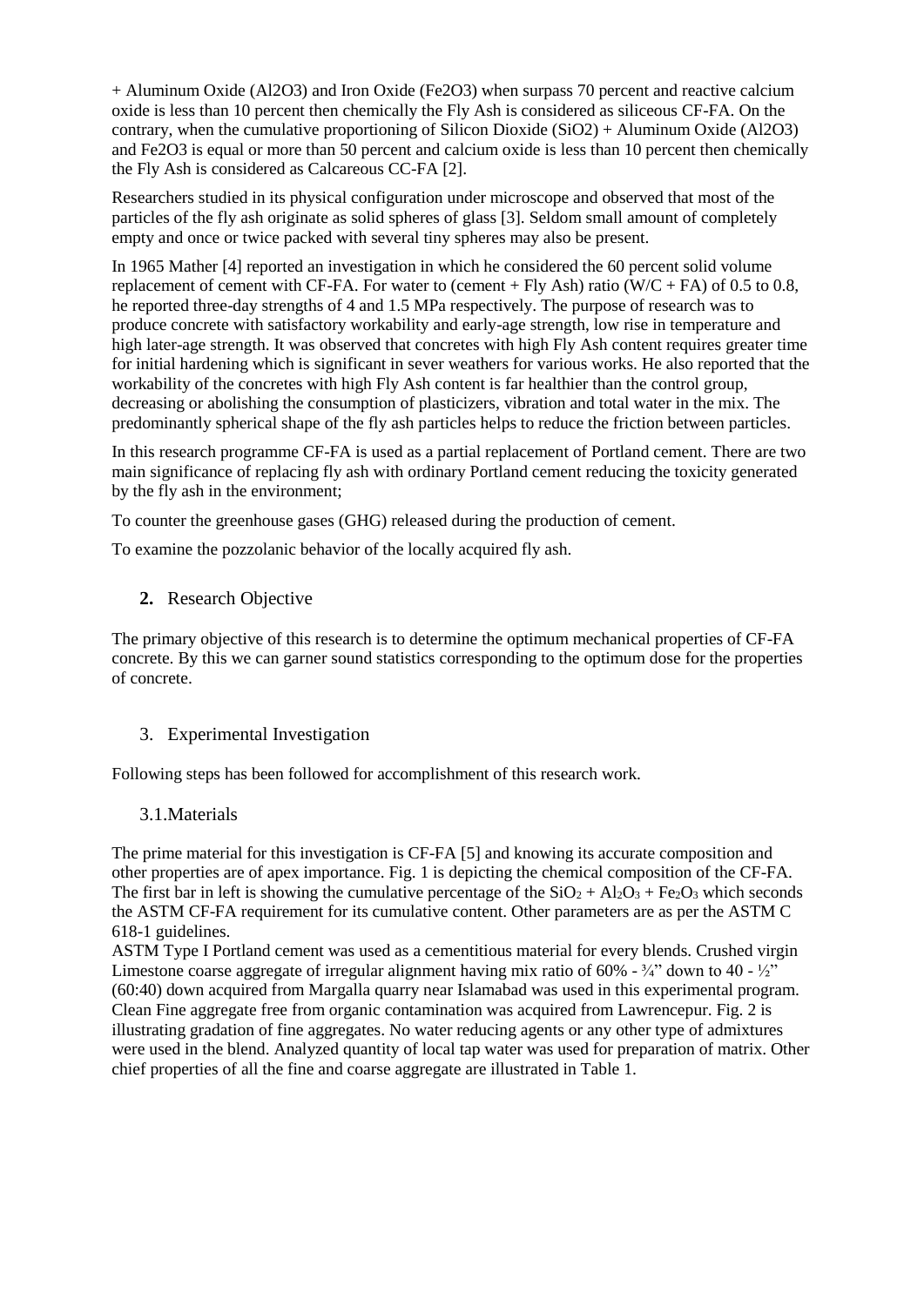+ Aluminum Oxide ($Al2O3$) and Iron Oxide ($Fe2O3$) when surpass 70 percent and reactive calcium oxide is less than 10 percent then chemically the Fly Ash is considered as siliceous CF-FA. On the contrary, when the cumulative proportioning of Silicon Dioxide ($SiO2$) + Aluminum Oxide ($Al2O3$) and $Fe2O3$ is equal or more than 50 percent and calcium oxide is less than 10 percent then chemically the Fly Ash is considered as Calcareous CC-FA [2].

Researchers studied in its physical configuration under microscope and observed that most of the particles of the fly ash originate as solid spheres of glass [3]. Seldom small amount of completely empty and once or twice packed with several tiny spheres may also be present.

In 1965 Mather [4] reported an investigation in which he considered the 60 percent solid volume replacement of cement with CF-FA. For water to (cement + Fly Ash) ratio (W/C + FA) of 0.5 to 0.8, he reported three-day strengths of 4 and 1.5 MPa respectively. The purpose of research was to produce concrete with satisfactory workability and early-age strength, low rise in temperature and high later-age strength. It was observed that concretes with high Fly Ash content requires greater time for initial hardening which is significant in sever weathers for various works. He also reported that the workability of the concretes with high Fly Ash content is far healthier than the control group, decreasing or abolishing the consumption of plasticizers, vibration and total water in the mix. The predominantly spherical shape of the fly ash particles helps to reduce the friction between particles.

In this research programme CF-FA is used as a partial replacement of Portland cement. There are two main significance of replacing fly ash with ordinary Portland cement reducing the toxicity generated by the fly ash in the environment;

To counter the greenhouse gases (GHG) released during the production of cement.

To examine the pozzolanic behavior of the locally acquired fly ash.

## 2. Research Objective

The primary objective of this research is to determine the optimum mechanical properties of CF-FA concrete. By this we can garner sound statistics corresponding to the optimum dose for the properties of concrete.

## 3. Experimental Investigation

Following steps has been followed for accomplishment of this research work.

### 3.1. Materials

The prime material for this investigation is CF-FA [5] and knowing its accurate composition and other properties are of apex importance. Fig. 1 is depicting the chemical composition of the CF-FA. The first bar in left is showing the cumulative percentage of the $SiO_2 + Al_2O_3 + Fe_2O_3$ which seconds the ASTM CF-FA requirement for its cumulative content. Other parameters are as per the ASTM C 618-1 guidelines.
ASTM Type I Portland cement was used as a cementitious material for every blends. Crushed virgin Limestone coarse aggregate of irregular alignment having mix ratio of 60% - ¾" down to 40 - ½" (60:40) down acquired from Margalla quarry near Islamabad was used in this experimental program. Clean Fine aggregate free from organic contamination was acquired from Lawrencepur. Fig. 2 is illustrating gradation of fine aggregates. No water reducing agents or any other type of admixtures were used in the blend. Analyzed quantity of local tap water was used for preparation of matrix. Other chief properties of all the fine and coarse aggregate are illustrated in Table 1.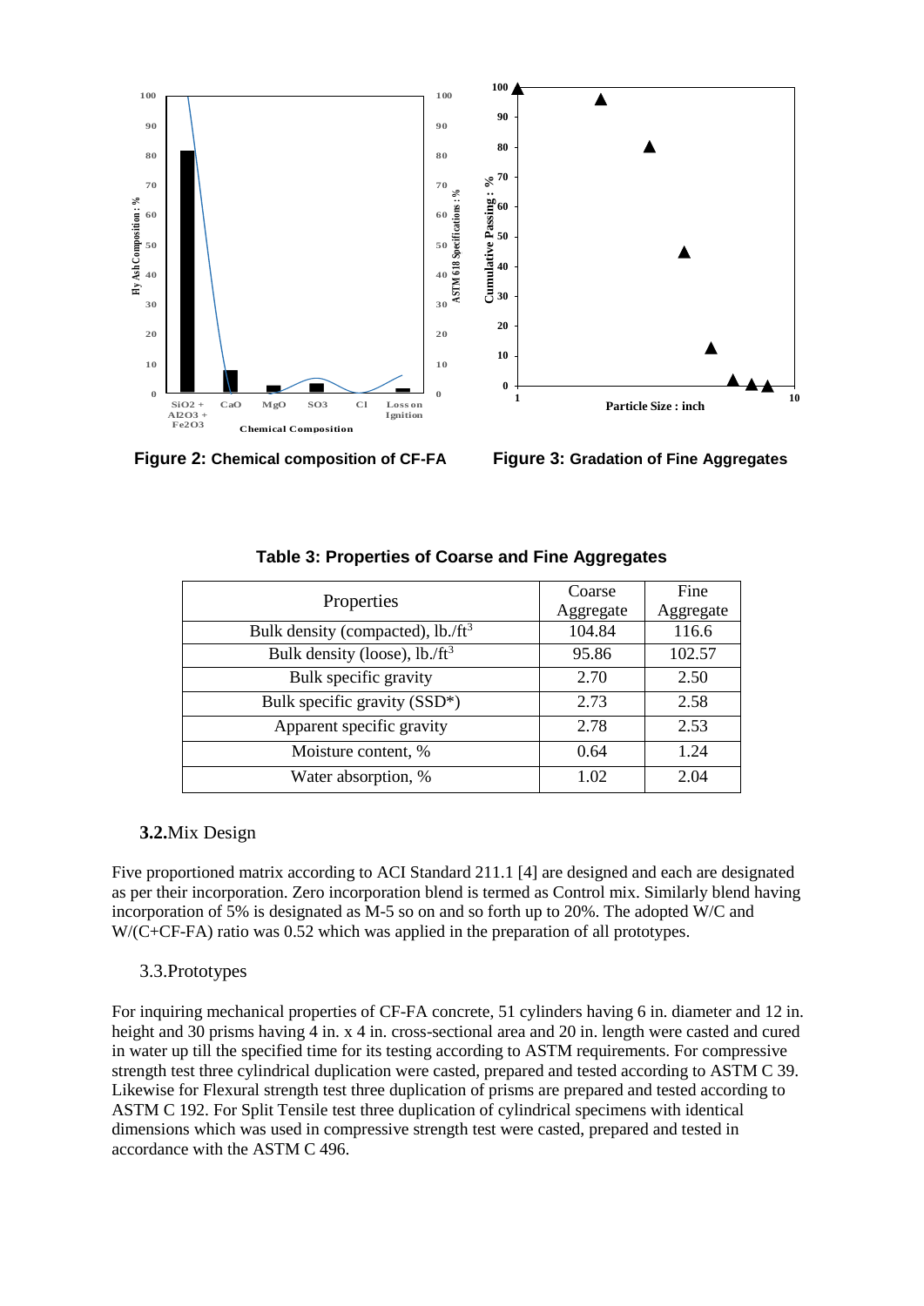Figure 2: Chemical composition of CF-FA

Figure 3: Gradation of Fine Aggregates

**Table 3: Properties of Coarse and Fine Aggregates**

| Properties | Coarse Aggregate | Fine Aggregate |
|---|---|---|
| Bulk density (compacted), lb./ft$^3$ | 104.84 | 116.6 |
| Bulk density (loose), lb./ft$^3$ | 95.86 | 102.57 |
| Bulk specific gravity | 2.70 | 2.50 |
| Bulk specific gravity (SSD*) | 2.73 | 2.58 |
| Apparent specific gravity | 2.78 | 2.53 |
| Moisture content, % | 0.64 | 1.24 |
| Water absorption, % | 1.02 | 2.04 |

### **3.2.**Mix Design

Five proportioned matrix according to ACI Standard 211.1 [4] are designed and each are designated as per their incorporation. Zero incorporation blend is termed as Control mix. Similarly blend having incorporation of 5% is designated as M-5 so on and so forth up to 20%. The adopted W/C and W/(C+CF-FA) ratio was 0.52 which was applied in the preparation of all prototypes.

### 3.3.Prototypes

For inquiring mechanical properties of CF-FA concrete, 51 cylinders having 6 in. diameter and 12 in. height and 30 prisms having 4 in. x 4 in. cross-sectional area and 20 in. length were casted and cured in water up till the specified time for its testing according to ASTM requirements. For compressive strength test three cylindrical duplication were casted, prepared and tested according to ASTM C 39. Likewise for Flexural strength test three duplication of prisms are prepared and tested according to ASTM C 192. For Split Tensile test three duplication of cylindrical specimens with identical dimensions which was used in compressive strength test were casted, prepared and tested in accordance with the ASTM C 496.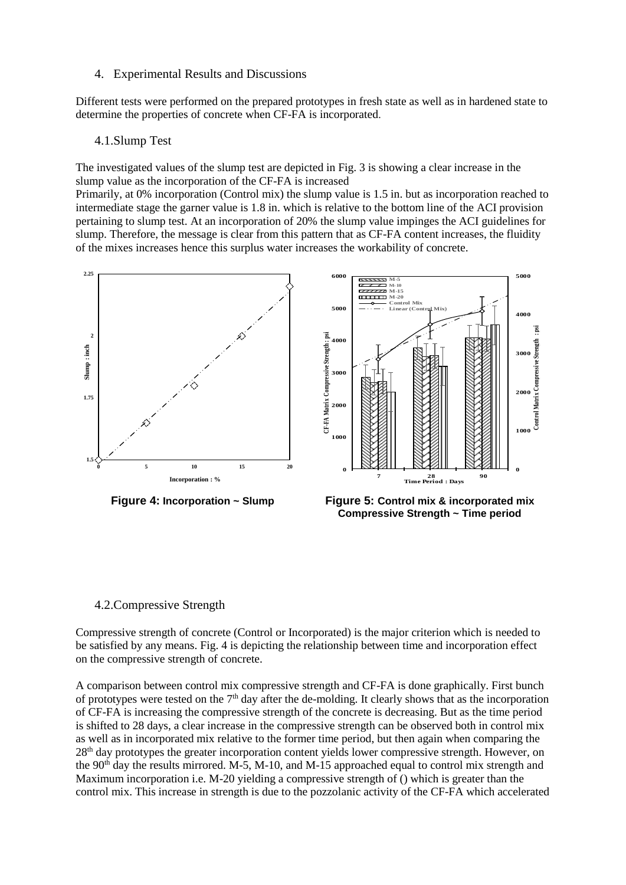## 4. Experimental Results and Discussions

Different tests were performed on the prepared prototypes in fresh state as well as in hardened state to determine the properties of concrete when CF-FA is incorporated.

### 4.1. Slump Test

The investigated values of the slump test are depicted in Fig. 3 is showing a clear increase in the slump value as the incorporation of the CF-FA is increased

Primarily, at 0% incorporation (Control mix) the slump value is 1.5 in. but as incorporation reached to intermediate stage the garner value is 1.8 in. which is relative to the bottom line of the ACI provision pertaining to slump test. At an incorporation of 20% the slump value impinges the ACI guidelines for slump. Therefore, the message is clear from this pattern that as CF-FA content increases, the fluidity of the mixes increases hence this surplus water increases the workability of concrete.

**Figure 4:** Incorporation ~ Slump

**Figure 5:** Control mix & incorporated mix Compressive Strength ~ Time period

### 4.2. Compressive Strength

Compressive strength of concrete (Control or Incorporated) is the major criterion which is needed to be satisfied by any means. Fig. 4 is depicting the relationship between time and incorporation effect on the compressive strength of concrete.

A comparison between control mix compressive strength and CF-FA is done graphically. First bunch of prototypes were tested on the 7th day after the de-molding. It clearly shows that as the incorporation of CF-FA is increasing the compressive strength of the concrete is decreasing. But as the time period is shifted to 28 days, a clear increase in the compressive strength can be observed both in control mix as well as in incorporated mix relative to the former time period, but then again when comparing the 28th day prototypes the greater incorporation content yields lower compressive strength. However, on the 90th day the results mirrored. M-5, M-10, and M-15 approached equal to control mix strength and Maximum incorporation i.e. M-20 yielding a compressive strength of () which is greater than the control mix. This increase in strength is due to the pozzolanic activity of the CF-FA which accelerated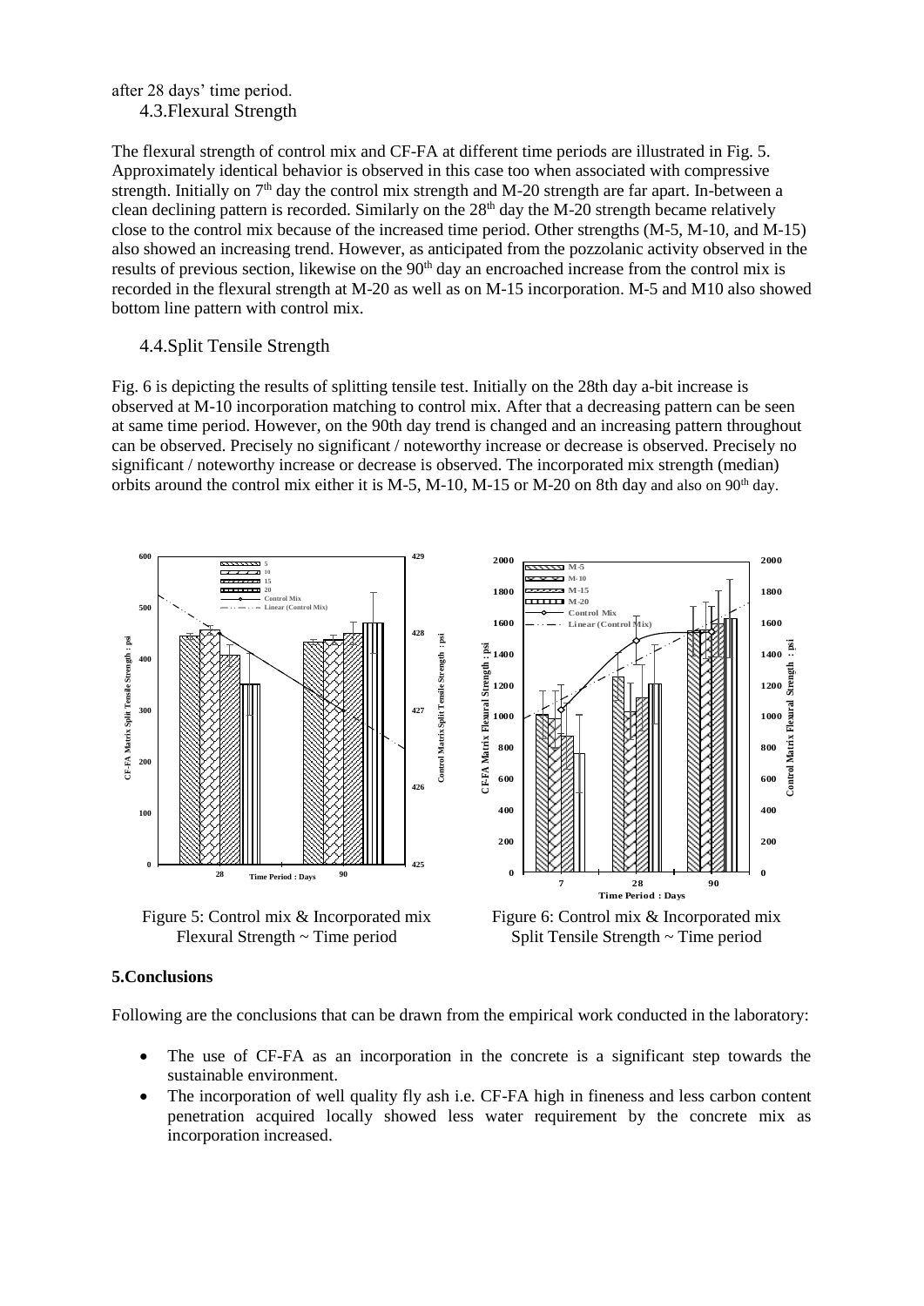after 28 days' time period.

### 4.3. Flexural Strength

The flexural strength of control mix and CF-FA at different time periods are illustrated in Fig. 5. Approximately identical behavior is observed in this case too when associated with compressive strength. Initially on 7[th] day the control mix strength and M-20 strength are far apart. In-between a clean declining pattern is recorded. Similarly on the 28[th] day the M-20 strength became relatively close to the control mix because of the increased time period. Other strengths (M-5, M-10, and M-15) also showed an increasing trend. However, as anticipated from the pozzolanic activity observed in the results of previous section, likewise on the 90[th] day an encroached increase from the control mix is recorded in the flexural strength at M-20 as well as on M-15 incorporation. M-5 and M10 also showed bottom line pattern with control mix.

### 4.4. Split Tensile Strength

Fig. 6 is depicting the results of splitting tensile test. Initially on the 28th day a-bit increase is observed at M-10 incorporation matching to control mix. After that a decreasing pattern can be seen at same time period. However, on the 90th day trend is changed and an increasing pattern throughout can be observed. Precisely no significant / noteworthy increase or decrease is observed. Precisely no significant / noteworthy increase or decrease is observed. The incorporated mix strength (median) orbits around the control mix either it is M-5, M-10, M-15 or M-20 on 8th day and also on 90[th] day.

Figure 5: Control mix & Incorporated mix Flexural Strength ~ Time period

Figure 6: Control mix & Incorporated mix Split Tensile Strength ~ Time period

## 5. Conclusions

Following are the conclusions that can be drawn from the empirical work conducted in the laboratory:

- The use of CF-FA as an incorporation in the concrete is a significant step towards the sustainable environment.
- The incorporation of well quality fly ash i.e. CF-FA high in fineness and less carbon content penetration acquired locally showed less water requirement by the concrete mix as incorporation increased.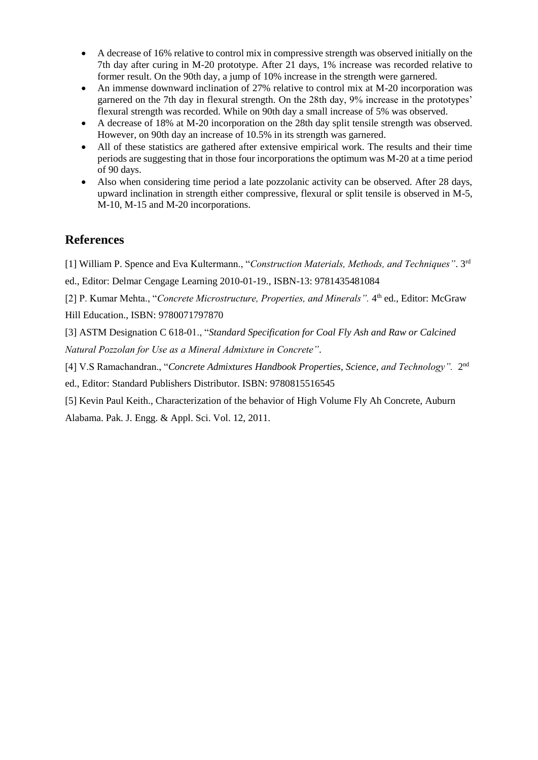- A decrease of 16% relative to control mix in compressive strength was observed initially on the 7th day after curing in M-20 prototype. After 21 days, 1% increase was recorded relative to former result. On the 90th day, a jump of 10% increase in the strength were garnered.
- An immense downward inclination of 27% relative to control mix at M-20 incorporation was garnered on the 7th day in flexural strength. On the 28th day, 9% increase in the prototypes' flexural strength was recorded. While on 90th day a small increase of 5% was observed.
- A decrease of 18% at M-20 incorporation on the 28th day split tensile strength was observed. However, on 90th day an increase of 10.5% in its strength was garnered.
- All of these statistics are gathered after extensive empirical work. The results and their time periods are suggesting that in those four incorporations the optimum was M-20 at a time period of 90 days.
- Also when considering time period a late pozzolanic activity can be observed. After 28 days, upward inclination in strength either compressive, flexural or split tensile is observed in M-5, M-10, M-15 and M-20 incorporations.

## References

[1] William P. Spence and Eva Kultermann., "*Construction Materials, Methods, and Techniques"*. 3rd ed., Editor: Delmar Cengage Learning 2010-01-19., ISBN-13: 9781435481084

[2] P. Kumar Mehta., "*Concrete Microstructure, Properties, and Minerals".* 4th ed., Editor: McGraw Hill Education., ISBN: 9780071797870

[3] ASTM Designation C 618-01., "*Standard Specification for Coal Fly Ash and Raw or Calcined Natural Pozzolan for Use as a Mineral Admixture in Concrete"*.

[4] V.S Ramachandran., "*Concrete Admixtures Handbook Properties, Science, and Technology".* 2nd ed., Editor: Standard Publishers Distributor. ISBN: 9780815516545

[5] Kevin Paul Keith., Characterization of the behavior of High Volume Fly Ah Concrete, Auburn Alabama. Pak. J. Engg. & Appl. Sci. Vol. 12, 2011.